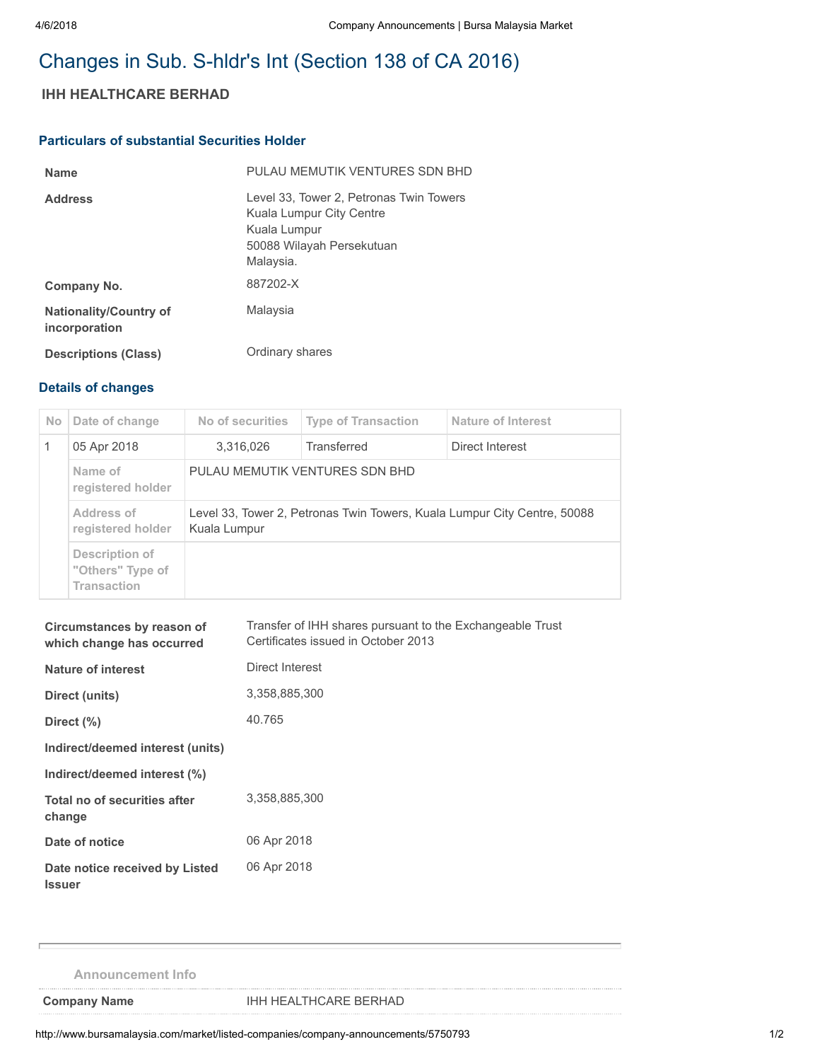# Changes in Sub. S-hldr's Int (Section 138 of CA 2016)

## IHH HEALTHCARE BERHAD

### Particulars of substantial Securities Holder

| | |
|---|---|
| **Name** | PULAU MEMUTIK VENTURES SDN BHD |
| **Address** | Level 33, Tower 2, Petronas Twin Towers<br>Kuala Lumpur City Centre<br>Kuala Lumpur<br>50088 Wilayah Persekutuan<br>Malaysia. |
| **Company No.** | 887202-X |
| **Nationality/Country of incorporation** | Malaysia |
| **Descriptions (Class)** | Ordinary shares |

### Details of changes

| No | Date of change | No of securities | Type of Transaction | Nature of Interest |
|---|---|---|---|---|
| 1 | 05 Apr 2018 | 3,316,026 | Transferred | Direct Interest |
| | Name of registered holder | PULAU MEMUTIK VENTURES SDN BHD | | |
| | Address of registered holder | Level 33, Tower 2, Petronas Twin Towers, Kuala Lumpur City Centre, 50088 Kuala Lumpur | | |
| | Description of "Others" Type of Transaction | | | |

| | |
|---|---|
| **Circumstances by reason of which change has occurred** | Transfer of IHH shares pursuant to the Exchangeable Trust Certificates issued in October 2013 |
| **Nature of interest** | Direct Interest |
| **Direct (units)** | 3,358,885,300 |
| **Direct (%)** | 40.765 |
| **Indirect/deemed interest (units)** | |
| **Indirect/deemed interest (%)** | |
| **Total no of securities after change** | 3,358,885,300 |
| **Date of notice** | 06 Apr 2018 |
| **Date notice received by Listed Issuer** | 06 Apr 2018 |

### Announcement Info

| | |
|---|---|
| **Company Name** | IHH HEALTHCARE BERHAD |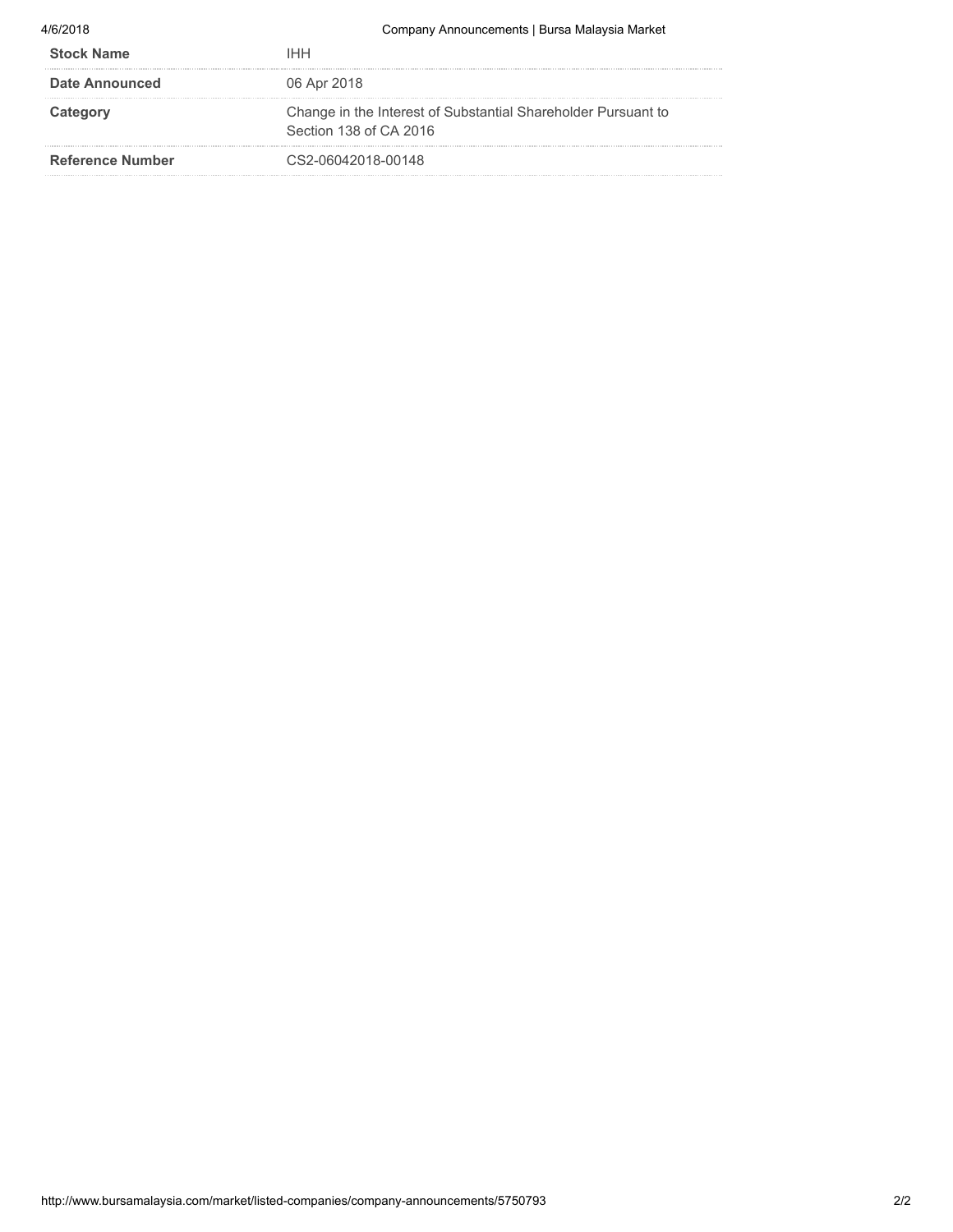| | |
|---|---|
| **Stock Name** | IHH |
| **Date Announced** | 06 Apr 2018 |
| **Category** | Change in the Interest of Substantial Shareholder Pursuant to Section 138 of CA 2016 |
| **Reference Number** | CS2-06042018-00148 |